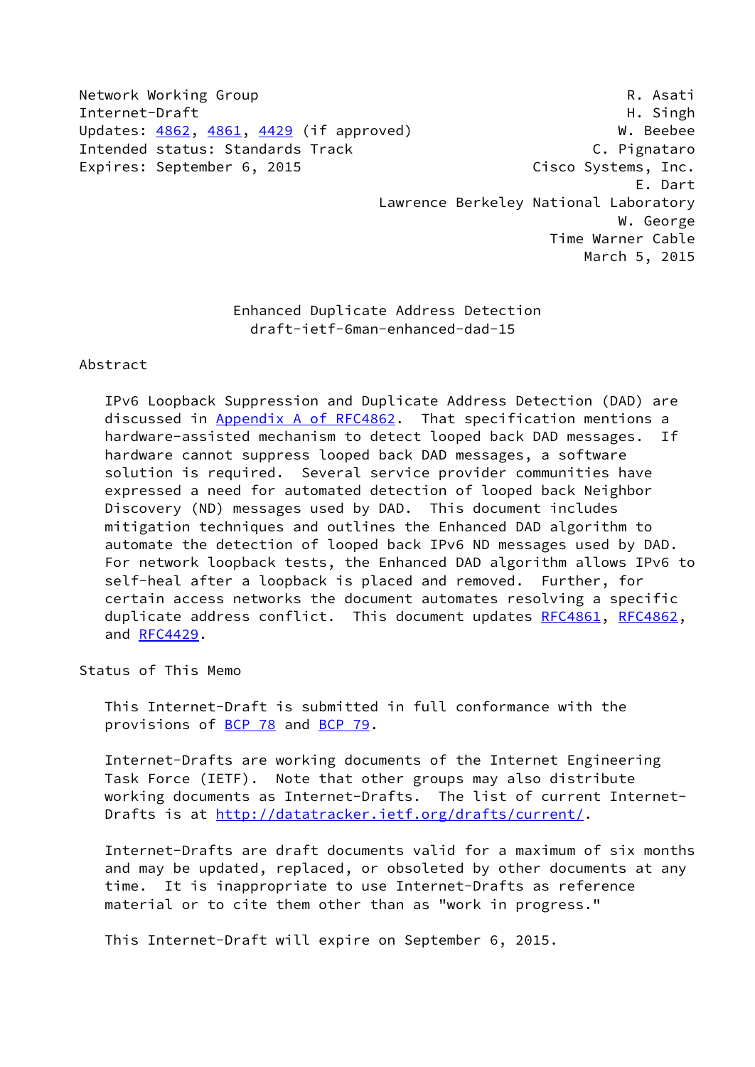Network Working Group R. Asati
Internet-Draft H. Singh
Updates: 4862, 4861, 4429 (if approved) W. Beebee
Intended status: Standards Track C. Pignataro
Expires: September 6, 2015 Cisco Systems, Inc.
E. Dart
Lawrence Berkeley National Laboratory
W. George
Time Warner Cable
March 5, 2015

# Enhanced Duplicate Address Detection
draft-ietf-6man-enhanced-dad-15

## Abstract

IPv6 Loopback Suppression and Duplicate Address Detection (DAD) are discussed in Appendix A of RFC4862. That specification mentions a hardware-assisted mechanism to detect looped back DAD messages. If hardware cannot suppress looped back DAD messages, a software solution is required. Several service provider communities have expressed a need for automated detection of looped back Neighbor Discovery (ND) messages used by DAD. This document includes mitigation techniques and outlines the Enhanced DAD algorithm to automate the detection of looped back IPv6 ND messages used by DAD. For network loopback tests, the Enhanced DAD algorithm allows IPv6 to self-heal after a loopback is placed and removed. Further, for certain access networks the document automates resolving a specific duplicate address conflict. This document updates RFC4861, RFC4862, and RFC4429.

## Status of This Memo

This Internet-Draft is submitted in full conformance with the provisions of BCP 78 and BCP 79.

Internet-Drafts are working documents of the Internet Engineering Task Force (IETF). Note that other groups may also distribute working documents as Internet-Drafts. The list of current Internet-Drafts is at http://datatracker.ietf.org/drafts/current/.

Internet-Drafts are draft documents valid for a maximum of six months and may be updated, replaced, or obsoleted by other documents at any time. It is inappropriate to use Internet-Drafts as reference material or to cite them other than as "work in progress."

This Internet-Draft will expire on September 6, 2015.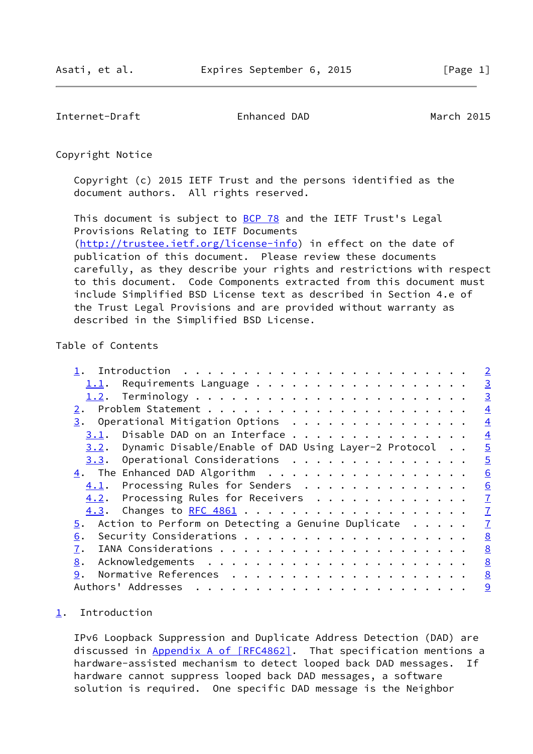## Copyright Notice

Copyright (c) 2015 IETF Trust and the persons identified as the document authors. All rights reserved.

This document is subject to BCP 78 and the IETF Trust's Legal Provisions Relating to IETF Documents (http://trustee.ietf.org/license-info) in effect on the date of publication of this document. Please review these documents carefully, as they describe your rights and restrictions with respect to this document. Code Components extracted from this document must include Simplified BSD License text as described in Section 4.e of the Trust Legal Provisions and are provided without warranty as described in the Simplified BSD License.

## Table of Contents

- 1. Introduction . . . . . . . . . . . . . . . . . . . . . . . . 2
  - 1.1. Requirements Language . . . . . . . . . . . . . . . . . . 3
  - 1.2. Terminology . . . . . . . . . . . . . . . . . . . . . . . 3
- 2. Problem Statement . . . . . . . . . . . . . . . . . . . . . . 4
- 3. Operational Mitigation Options . . . . . . . . . . . . . . . 4
  - 3.1. Disable DAD on an Interface . . . . . . . . . . . . . . . 4
  - 3.2. Dynamic Disable/Enable of DAD Using Layer-2 Protocol . . 5
  - 3.3. Operational Considerations . . . . . . . . . . . . . . . 5
- 4. The Enhanced DAD Algorithm . . . . . . . . . . . . . . . . . 6
  - 4.1. Processing Rules for Senders . . . . . . . . . . . . . . 6
  - 4.2. Processing Rules for Receivers . . . . . . . . . . . . . 7
  - 4.3. Changes to RFC 4861 . . . . . . . . . . . . . . . . . . . 7
- 5. Action to Perform on Detecting a Genuine Duplicate . . . . . 7
- 6. Security Considerations . . . . . . . . . . . . . . . . . . . 8
- 7. IANA Considerations . . . . . . . . . . . . . . . . . . . . . 8
- 8. Acknowledgements . . . . . . . . . . . . . . . . . . . . . . 8
- 9. Normative References . . . . . . . . . . . . . . . . . . . . 8
- Authors' Addresses . . . . . . . . . . . . . . . . . . . . . . 9

## 1. Introduction

IPv6 Loopback Suppression and Duplicate Address Detection (DAD) are discussed in Appendix A of [RFC4862]. That specification mentions a hardware-assisted mechanism to detect looped back DAD messages. If hardware cannot suppress looped back DAD messages, a software solution is required. One specific DAD message is the Neighbor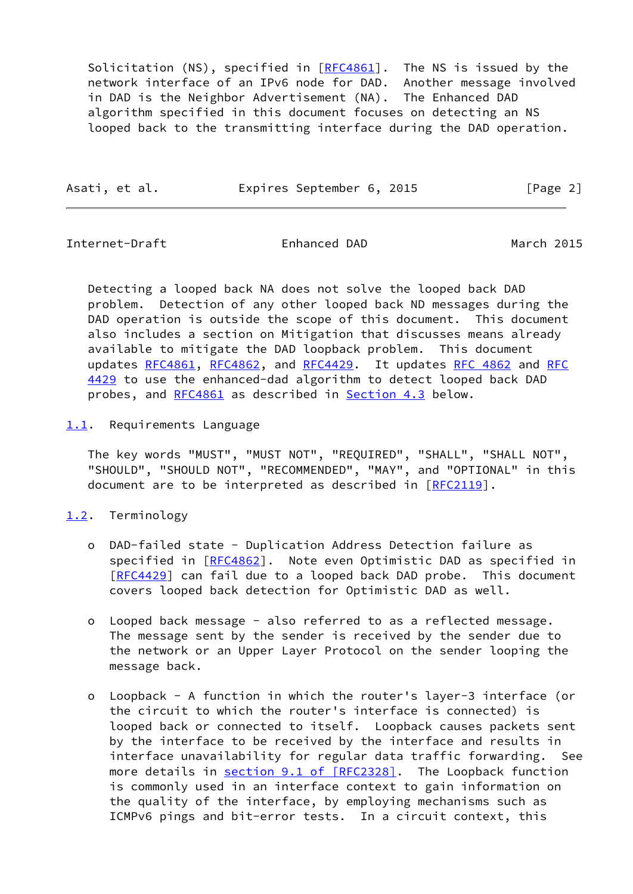Solicitation (NS), specified in [RFC4861]. The NS is issued by the network interface of an IPv6 node for DAD. Another message involved in DAD is the Neighbor Advertisement (NA). The Enhanced DAD algorithm specified in this document focuses on detecting an NS looped back to the transmitting interface during the DAD operation.

Detecting a looped back NA does not solve the looped back DAD problem. Detection of any other looped back ND messages during the DAD operation is outside the scope of this document. This document also includes a section on Mitigation that discusses means already available to mitigate the DAD loopback problem. This document updates RFC4861, RFC4862, and RFC4429. It updates RFC 4862 and RFC 4429 to use the enhanced-dad algorithm to detect looped back DAD probes, and RFC4861 as described in Section 4.3 below.

## 1.1. Requirements Language

The key words "MUST", "MUST NOT", "REQUIRED", "SHALL", "SHALL NOT", "SHOULD", "SHOULD NOT", "RECOMMENDED", "MAY", and "OPTIONAL" in this document are to be interpreted as described in [RFC2119].

## 1.2. Terminology

- DAD-failed state - Duplication Address Detection failure as specified in [RFC4862]. Note even Optimistic DAD as specified in [RFC4429] can fail due to a looped back DAD probe. This document covers looped back detection for Optimistic DAD as well.

- Looped back message - also referred to as a reflected message. The message sent by the sender is received by the sender due to the network or an Upper Layer Protocol on the sender looping the message back.

- Loopback - A function in which the router's layer-3 interface (or the circuit to which the router's interface is connected) is looped back or connected to itself. Loopback causes packets sent by the interface to be received by the interface and results in interface unavailability for regular data traffic forwarding. See more details in section 9.1 of [RFC2328]. The Loopback function is commonly used in an interface context to gain information on the quality of the interface, by employing mechanisms such as ICMPv6 pings and bit-error tests. In a circuit context, this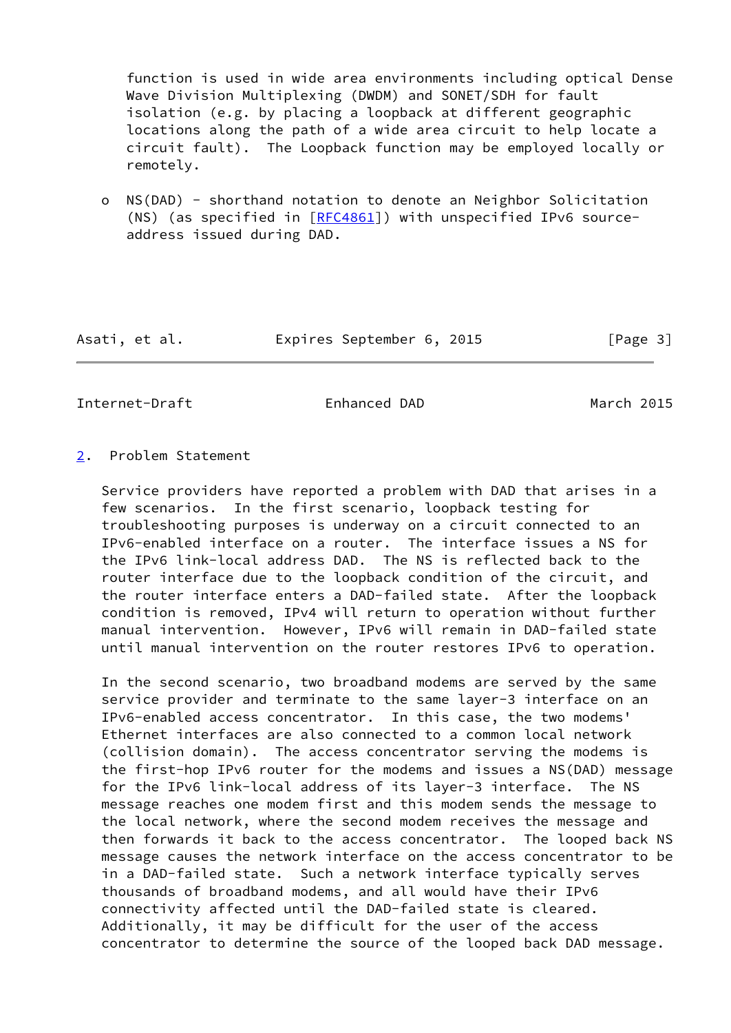function is used in wide area environments including optical Dense Wave Division Multiplexing (DWDM) and SONET/SDH for fault isolation (e.g. by placing a loopback at different geographic locations along the path of a wide area circuit to help locate a circuit fault). The Loopback function may be employed locally or remotely.

- NS(DAD) - shorthand notation to denote an Neighbor Solicitation (NS) (as specified in [RFC4861]) with unspecified IPv6 source-address issued during DAD.

## 2. Problem Statement

Service providers have reported a problem with DAD that arises in a few scenarios. In the first scenario, loopback testing for troubleshooting purposes is underway on a circuit connected to an IPv6-enabled interface on a router. The interface issues a NS for the IPv6 link-local address DAD. The NS is reflected back to the router interface due to the loopback condition of the circuit, and the router interface enters a DAD-failed state. After the loopback condition is removed, IPv4 will return to operation without further manual intervention. However, IPv6 will remain in DAD-failed state until manual intervention on the router restores IPv6 to operation.

In the second scenario, two broadband modems are served by the same service provider and terminate to the same layer-3 interface on an IPv6-enabled access concentrator. In this case, the two modems' Ethernet interfaces are also connected to a common local network (collision domain). The access concentrator serving the modems is the first-hop IPv6 router for the modems and issues a NS(DAD) message for the IPv6 link-local address of its layer-3 interface. The NS message reaches one modem first and this modem sends the message to the local network, where the second modem receives the message and then forwards it back to the access concentrator. The looped back NS message causes the network interface on the access concentrator to be in a DAD-failed state. Such a network interface typically serves thousands of broadband modems, and all would have their IPv6 connectivity affected until the DAD-failed state is cleared. Additionally, it may be difficult for the user of the access concentrator to determine the source of the looped back DAD message.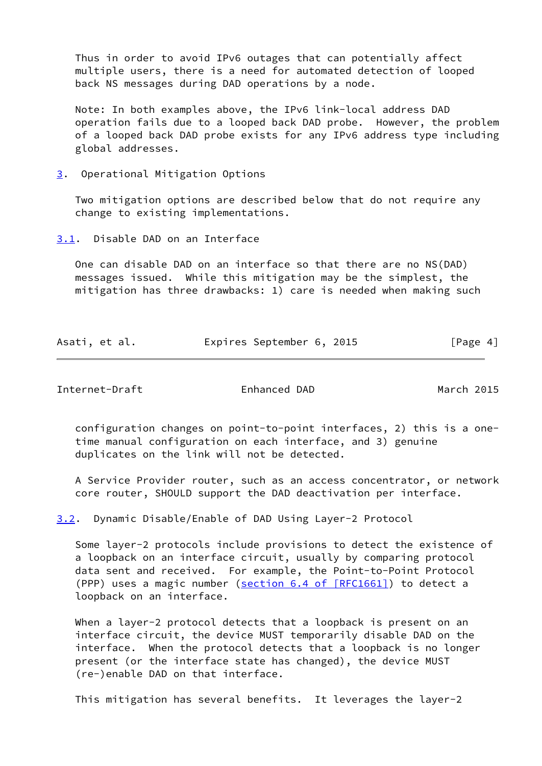Thus in order to avoid IPv6 outages that can potentially affect multiple users, there is a need for automated detection of looped back NS messages during DAD operations by a node.

Note: In both examples above, the IPv6 link-local address DAD operation fails due to a looped back DAD probe. However, the problem of a looped back DAD probe exists for any IPv6 address type including global addresses.

## 3. Operational Mitigation Options

Two mitigation options are described below that do not require any change to existing implementations.

### 3.1. Disable DAD on an Interface

One can disable DAD on an interface so that there are no NS(DAD) messages issued. While this mitigation may be the simplest, the mitigation has three drawbacks: 1) care is needed when making such configuration changes on point-to-point interfaces, 2) this is a one-time manual configuration on each interface, and 3) genuine duplicates on the link will not be detected.

A Service Provider router, such as an access concentrator, or network core router, SHOULD support the DAD deactivation per interface.

### 3.2. Dynamic Disable/Enable of DAD Using Layer-2 Protocol

Some layer-2 protocols include provisions to detect the existence of a loopback on an interface circuit, usually by comparing protocol data sent and received. For example, the Point-to-Point Protocol (PPP) uses a magic number (section 6.4 of [RFC1661]) to detect a loopback on an interface.

When a layer-2 protocol detects that a loopback is present on an interface circuit, the device MUST temporarily disable DAD on the interface. When the protocol detects that a loopback is no longer present (or the interface state has changed), the device MUST (re-)enable DAD on that interface.

This mitigation has several benefits. It leverages the layer-2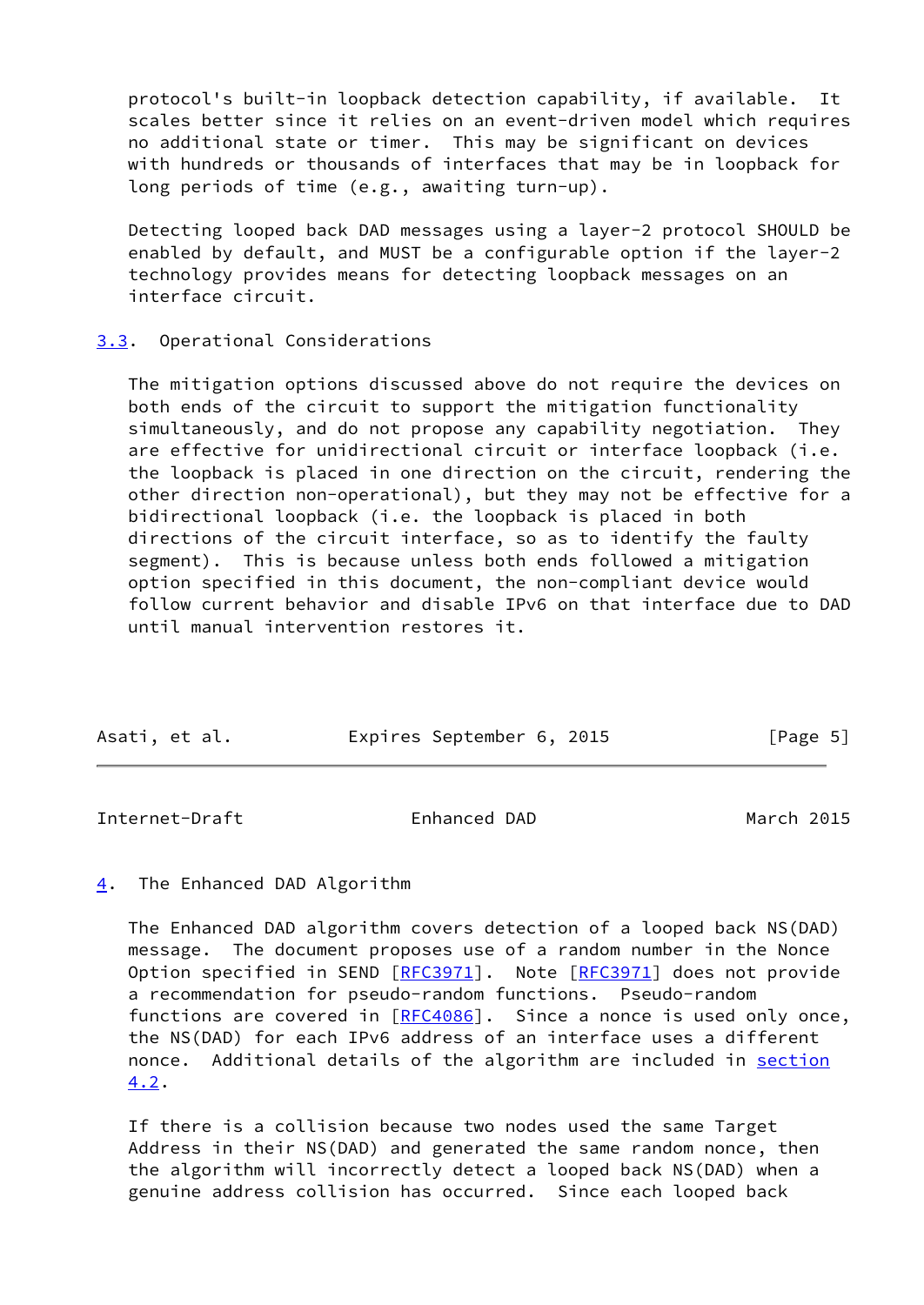protocol's built-in loopback detection capability, if available. It scales better since it relies on an event-driven model which requires no additional state or timer. This may be significant on devices with hundreds or thousands of interfaces that may be in loopback for long periods of time (e.g., awaiting turn-up).

Detecting looped back DAD messages using a layer-2 protocol SHOULD be enabled by default, and MUST be a configurable option if the layer-2 technology provides means for detecting loopback messages on an interface circuit.

### 3.3. Operational Considerations

The mitigation options discussed above do not require the devices on both ends of the circuit to support the mitigation functionality simultaneously, and do not propose any capability negotiation. They are effective for unidirectional circuit or interface loopback (i.e. the loopback is placed in one direction on the circuit, rendering the other direction non-operational), but they may not be effective for a bidirectional loopback (i.e. the loopback is placed in both directions of the circuit interface, so as to identify the faulty segment). This is because unless both ends followed a mitigation option specified in this document, the non-compliant device would follow current behavior and disable IPv6 on that interface due to DAD until manual intervention restores it.

## 4. The Enhanced DAD Algorithm

The Enhanced DAD algorithm covers detection of a looped back NS(DAD) message. The document proposes use of a random number in the Nonce Option specified in SEND [RFC3971]. Note [RFC3971] does not provide a recommendation for pseudo-random functions. Pseudo-random functions are covered in [RFC4086]. Since a nonce is used only once, the NS(DAD) for each IPv6 address of an interface uses a different nonce. Additional details of the algorithm are included in section 4.2.

If there is a collision because two nodes used the same Target Address in their NS(DAD) and generated the same random nonce, then the algorithm will incorrectly detect a looped back NS(DAD) when a genuine address collision has occurred. Since each looped back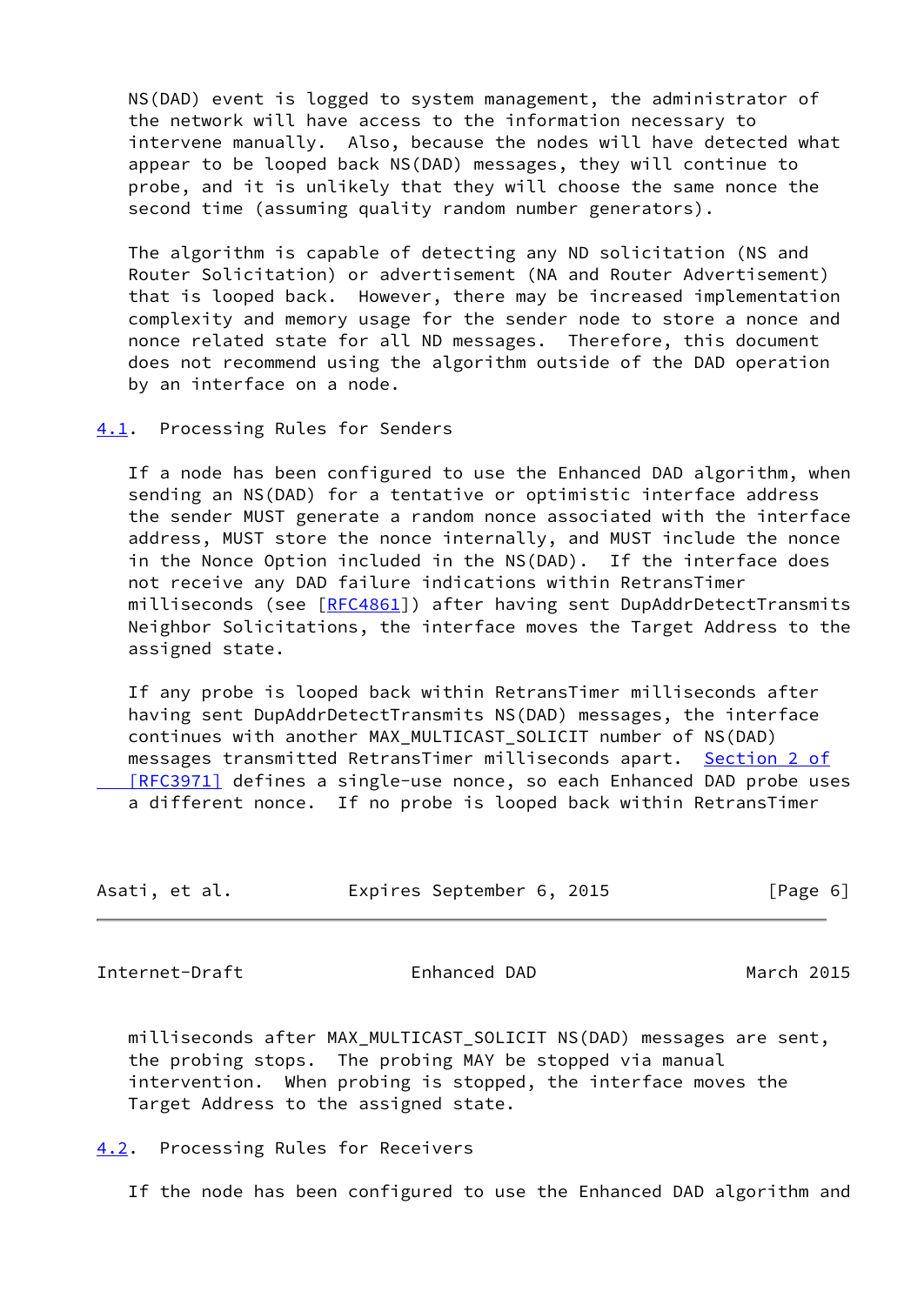NS(DAD) event is logged to system management, the administrator of the network will have access to the information necessary to intervene manually. Also, because the nodes will have detected what appear to be looped back NS(DAD) messages, they will continue to probe, and it is unlikely that they will choose the same nonce the second time (assuming quality random number generators).

The algorithm is capable of detecting any ND solicitation (NS and Router Solicitation) or advertisement (NA and Router Advertisement) that is looped back. However, there may be increased implementation complexity and memory usage for the sender node to store a nonce and nonce related state for all ND messages. Therefore, this document does not recommend using the algorithm outside of the DAD operation by an interface on a node.

### 4.1. Processing Rules for Senders

If a node has been configured to use the Enhanced DAD algorithm, when sending an NS(DAD) for a tentative or optimistic interface address the sender MUST generate a random nonce associated with the interface address, MUST store the nonce internally, and MUST include the nonce in the Nonce Option included in the NS(DAD). If the interface does not receive any DAD failure indications within RetransTimer milliseconds (see [RFC4861]) after having sent DupAddrDetectTransmits Neighbor Solicitations, the interface moves the Target Address to the assigned state.

If any probe is looped back within RetransTimer milliseconds after having sent DupAddrDetectTransmits NS(DAD) messages, the interface continues with another MAX_MULTICAST_SOLICIT number of NS(DAD) messages transmitted RetransTimer milliseconds apart. Section 2 of [RFC3971] defines a single-use nonce, so each Enhanced DAD probe uses a different nonce. If no probe is looped back within RetransTimer milliseconds after MAX_MULTICAST_SOLICIT NS(DAD) messages are sent, the probing stops. The probing MAY be stopped via manual intervention. When probing is stopped, the interface moves the Target Address to the assigned state.

### 4.2. Processing Rules for Receivers

If the node has been configured to use the Enhanced DAD algorithm and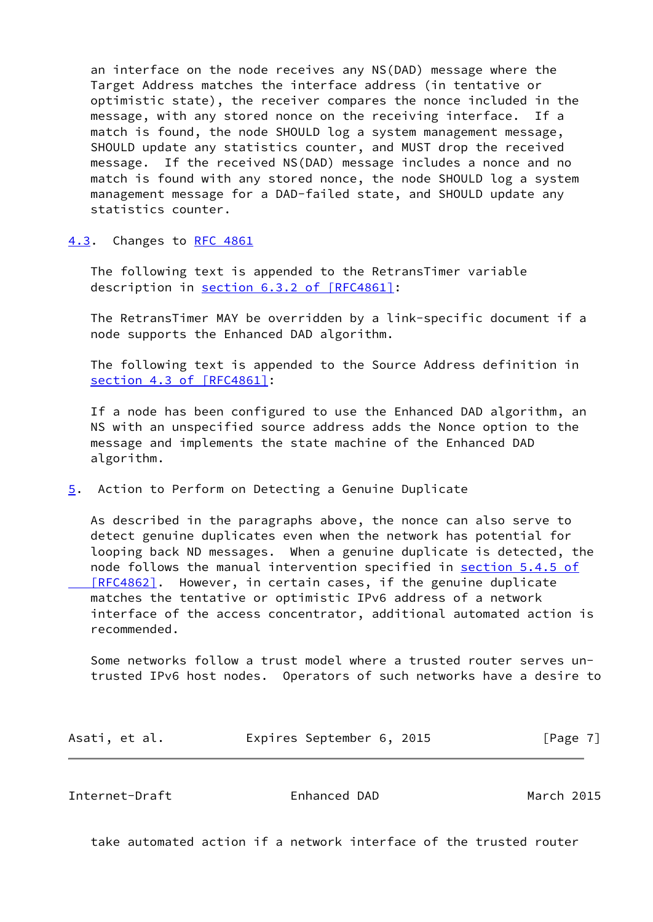an interface on the node receives any NS(DAD) message where the Target Address matches the interface address (in tentative or optimistic state), the receiver compares the nonce included in the message, with any stored nonce on the receiving interface. If a match is found, the node SHOULD log a system management message, SHOULD update any statistics counter, and MUST drop the received message. If the received NS(DAD) message includes a nonce and no match is found with any stored nonce, the node SHOULD log a system management message for a DAD-failed state, and SHOULD update any statistics counter.

### 4.3. Changes to RFC 4861

The following text is appended to the RetransTimer variable description in section 6.3.2 of [RFC4861]:

The RetransTimer MAY be overridden by a link-specific document if a node supports the Enhanced DAD algorithm.

The following text is appended to the Source Address definition in section 4.3 of [RFC4861]:

If a node has been configured to use the Enhanced DAD algorithm, an NS with an unspecified source address adds the Nonce option to the message and implements the state machine of the Enhanced DAD algorithm.

## 5. Action to Perform on Detecting a Genuine Duplicate

As described in the paragraphs above, the nonce can also serve to detect genuine duplicates even when the network has potential for looping back ND messages. When a genuine duplicate is detected, the node follows the manual intervention specified in section 5.4.5 of [RFC4862]. However, in certain cases, if the genuine duplicate matches the tentative or optimistic IPv6 address of a network interface of the access concentrator, additional automated action is recommended.

Some networks follow a trust model where a trusted router serves un-trusted IPv6 host nodes. Operators of such networks have a desire to take automated action if a network interface of the trusted router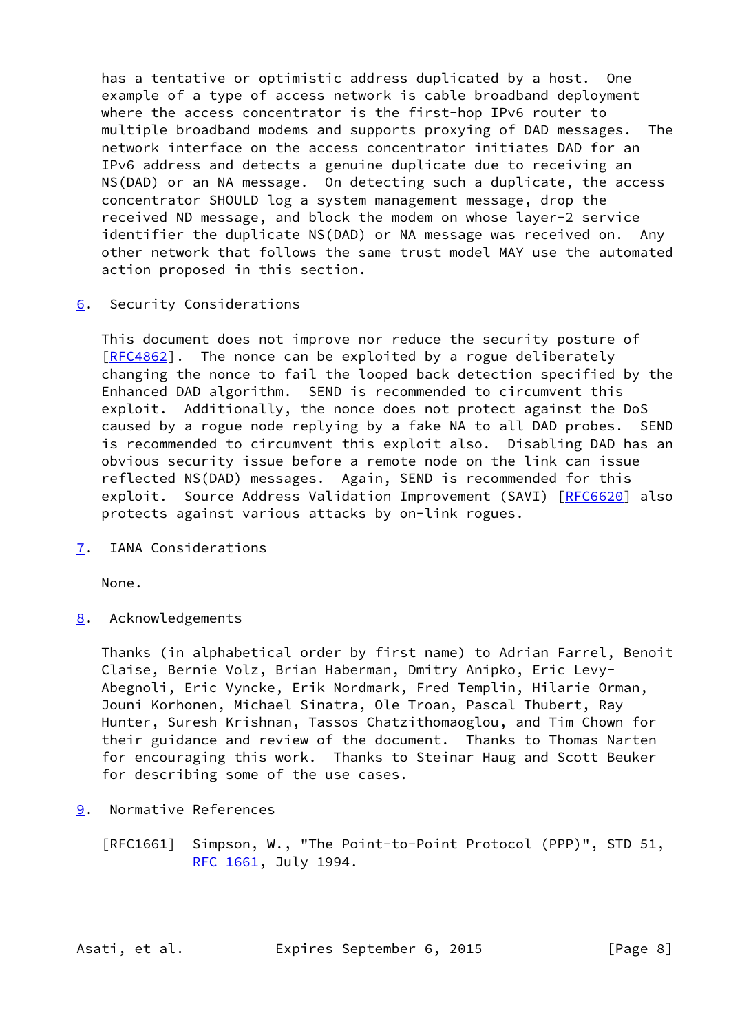has a tentative or optimistic address duplicated by a host. One example of a type of access network is cable broadband deployment where the access concentrator is the first-hop IPv6 router to multiple broadband modems and supports proxying of DAD messages. The network interface on the access concentrator initiates DAD for an IPv6 address and detects a genuine duplicate due to receiving an NS(DAD) or an NA message. On detecting such a duplicate, the access concentrator SHOULD log a system management message, drop the received ND message, and block the modem on whose layer-2 service identifier the duplicate NS(DAD) or NA message was received on. Any other network that follows the same trust model MAY use the automated action proposed in this section.

## 6. Security Considerations

This document does not improve nor reduce the security posture of [RFC4862]. The nonce can be exploited by a rogue deliberately changing the nonce to fail the looped back detection specified by the Enhanced DAD algorithm. SEND is recommended to circumvent this exploit. Additionally, the nonce does not protect against the DoS caused by a rogue node replying by a fake NA to all DAD probes. SEND is recommended to circumvent this exploit also. Disabling DAD has an obvious security issue before a remote node on the link can issue reflected NS(DAD) messages. Again, SEND is recommended for this exploit. Source Address Validation Improvement (SAVI) [RFC6620] also protects against various attacks by on-link rogues.

## 7. IANA Considerations

None.

## 8. Acknowledgements

Thanks (in alphabetical order by first name) to Adrian Farrel, Benoit Claise, Bernie Volz, Brian Haberman, Dmitry Anipko, Eric Levy-Abegnoli, Eric Vyncke, Erik Nordmark, Fred Templin, Hilarie Orman, Jouni Korhonen, Michael Sinatra, Ole Troan, Pascal Thubert, Ray Hunter, Suresh Krishnan, Tassos Chatzithomaoglou, and Tim Chown for their guidance and review of the document. Thanks to Thomas Narten for encouraging this work. Thanks to Steinar Haug and Scott Beuker for describing some of the use cases.

## 9. Normative References

[RFC1661] Simpson, W., "The Point-to-Point Protocol (PPP)", STD 51, RFC 1661, July 1994.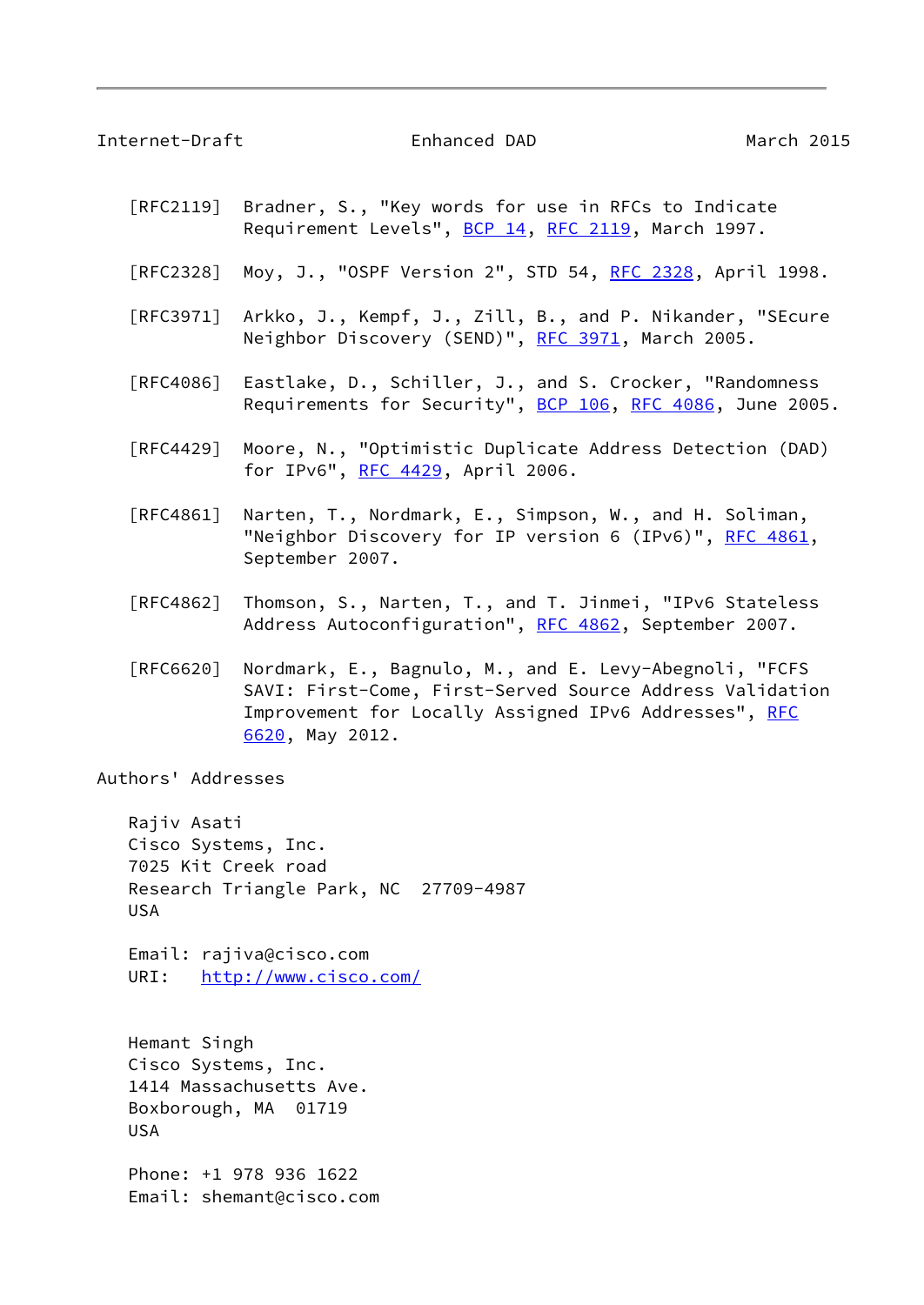[RFC2119] Bradner, S., "Key words for use in RFCs to Indicate Requirement Levels", BCP 14, RFC 2119, March 1997.

[RFC2328] Moy, J., "OSPF Version 2", STD 54, RFC 2328, April 1998.

[RFC3971] Arkko, J., Kempf, J., Zill, B., and P. Nikander, "SEcure Neighbor Discovery (SEND)", RFC 3971, March 2005.

[RFC4086] Eastlake, D., Schiller, J., and S. Crocker, "Randomness Requirements for Security", BCP 106, RFC 4086, June 2005.

[RFC4429] Moore, N., "Optimistic Duplicate Address Detection (DAD) for IPv6", RFC 4429, April 2006.

[RFC4861] Narten, T., Nordmark, E., Simpson, W., and H. Soliman, "Neighbor Discovery for IP version 6 (IPv6)", RFC 4861, September 2007.

[RFC4862] Thomson, S., Narten, T., and T. Jinmei, "IPv6 Stateless Address Autoconfiguration", RFC 4862, September 2007.

[RFC6620] Nordmark, E., Bagnulo, M., and E. Levy-Abegnoli, "FCFS SAVI: First-Come, First-Served Source Address Validation Improvement for Locally Assigned IPv6 Addresses", RFC 6620, May 2012.

## Authors' Addresses

Rajiv Asati
Cisco Systems, Inc.
7025 Kit Creek road
Research Triangle Park, NC 27709-4987
USA

Email: rajiva@cisco.com
URI: http://www.cisco.com/

Hemant Singh
Cisco Systems, Inc.
1414 Massachusetts Ave.
Boxborough, MA 01719
USA

Phone: +1 978 936 1622
Email: shemant@cisco.com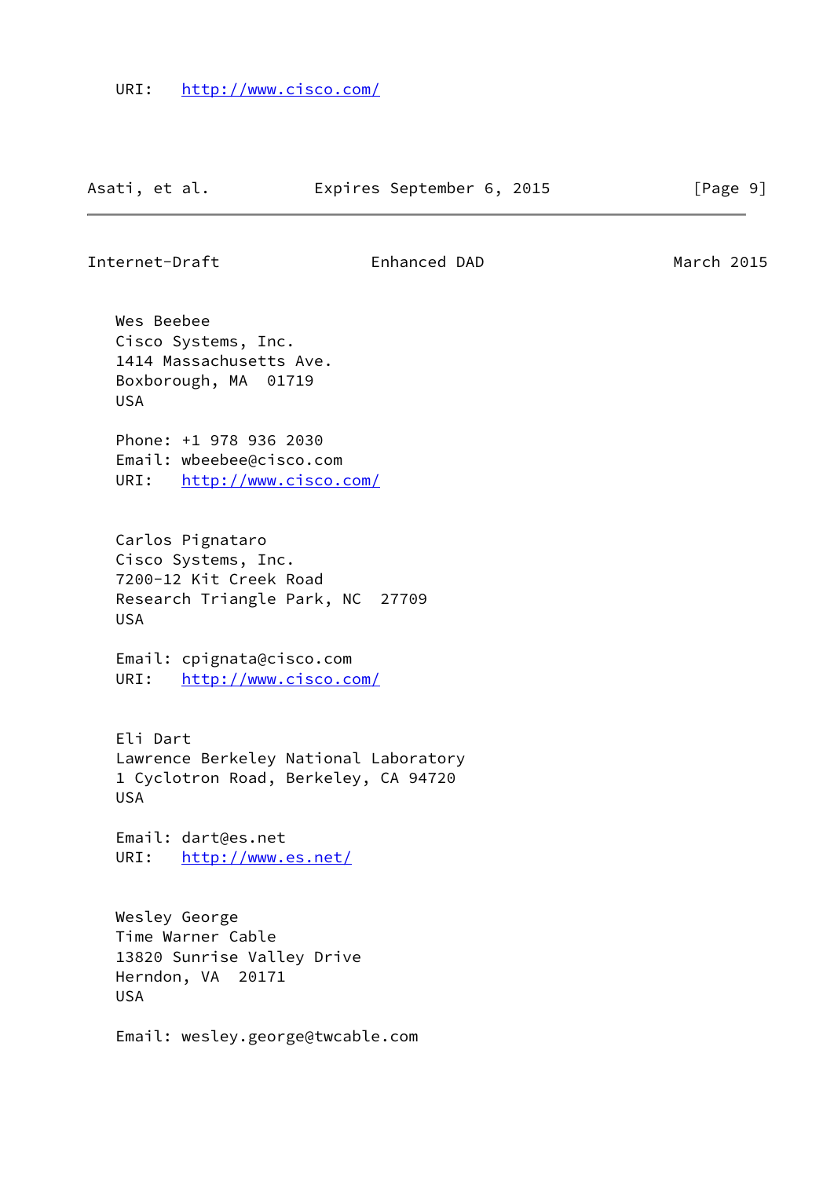URI: http://www.cisco.com/

Wes Beebee
Cisco Systems, Inc.
1414 Massachusetts Ave.
Boxborough, MA 01719
USA

Phone: +1 978 936 2030
Email: wbeebee@cisco.com
URI: http://www.cisco.com/

Carlos Pignataro
Cisco Systems, Inc.
7200-12 Kit Creek Road
Research Triangle Park, NC 27709
USA

Email: cpignata@cisco.com
URI: http://www.cisco.com/

Eli Dart
Lawrence Berkeley National Laboratory
1 Cyclotron Road, Berkeley, CA 94720
USA

Email: dart@es.net
URI: http://www.es.net/

Wesley George
Time Warner Cable
13820 Sunrise Valley Drive
Herndon, VA 20171
USA

Email: wesley.george@twcable.com